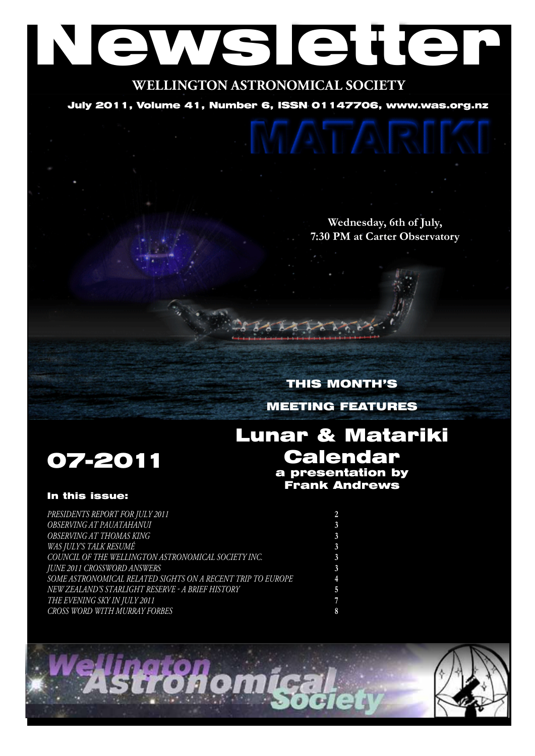# Newsletter

## WELLINGTON ASTRONOMICAL SOCIETY

**July 2011, Volume 41, Number 6, ISSN 01147706, www.was.org.nz**

MATARIKI

**Wednesday, 6th of July, 7:30 PM at Carter Observatory**

**THIS MONTH'S MEETING FEATURES**

# Lunar & Matariki Calendar

**a presentation by Frank Andrews**

# 07-2011

### In this issue:

| | |
|---|---|
| *PRESIDENTS REPORT FOR JULY 2011* | 2 |
| *OBSERVING AT PAUATAHANUI* | 3 |
| *OBSERVING AT THOMAS KING* | 3 |
| *WAS JULY'S TALK RESUMÉ* | 3 |
| *COUNCIL OF THE WELLINGTON ASTRONOMICAL SOCIETY INC.* | 3 |
| *JUNE 2011 CROSSWORD ANSWERS* | 3 |
| *SOME ASTRONOMICAL RELATED SIGHTS ON A RECENT TRIP TO EUROPE* | 4 |
| *NEW ZEALAND'S STARLIGHT RESERVE - A BRIEF HISTORY* | 5 |
| *THE EVENING SKY IN JULY 2011* | 7 |
| *CROSS WORD WITH MURRAY FORBES* | 8 |

Wellington Astronomical Society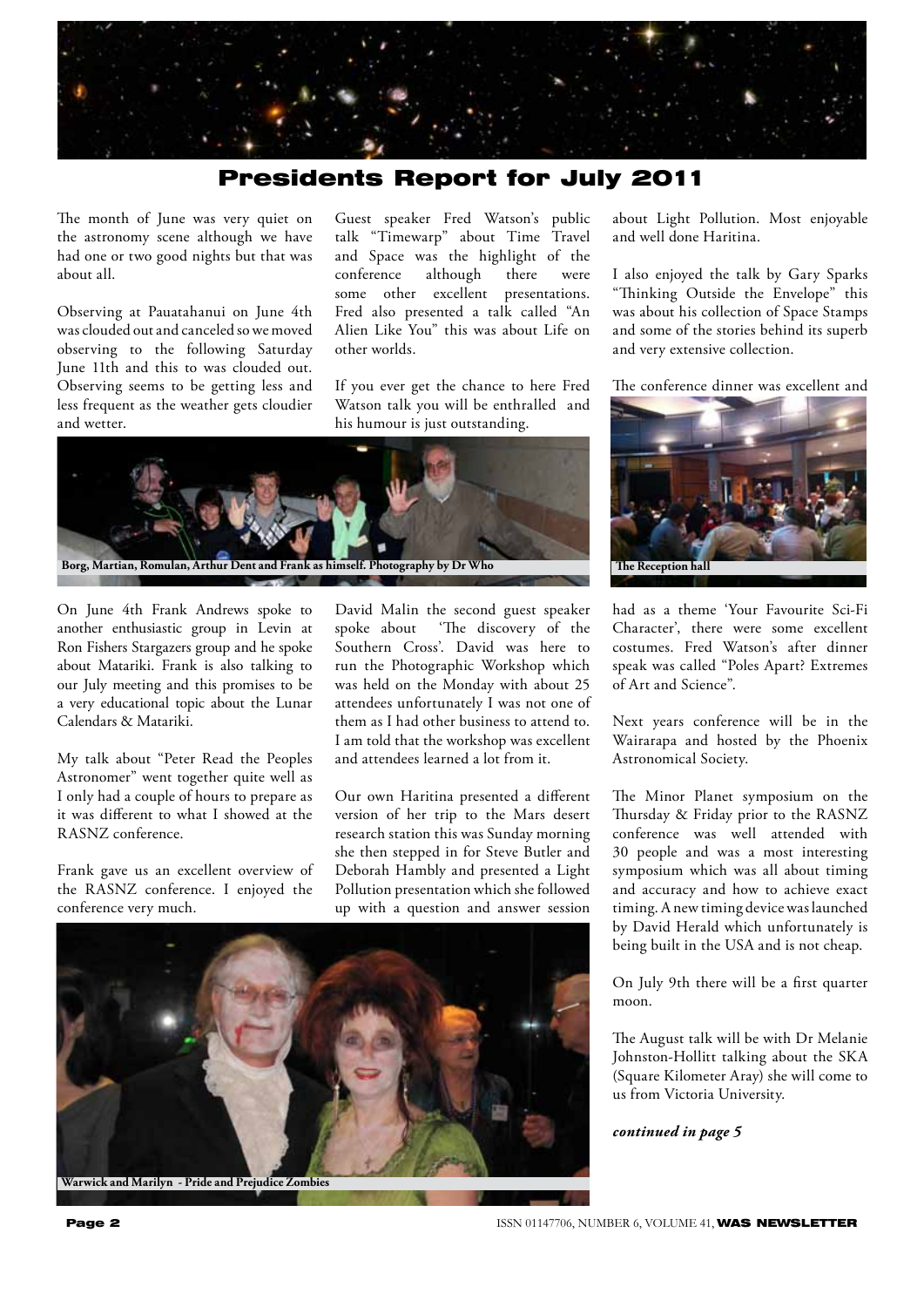# Presidents Report for July 2011

The month of June was very quiet on the astronomy scene although we have had one or two good nights but that was about all.

Observing at Pauatahanui on June 4th was clouded out and canceled so we moved observing to the following Saturday June 11th and this to was clouded out. Observing seems to be getting less and less frequent as the weather gets cloudier and wetter.

Borg, Martian, Romulan, Arthur Dent and Frank as himself. Photography by Dr Who

On June 4th Frank Andrews spoke to another enthusiastic group in Levin at Ron Fishers Stargazers group and he spoke about Matariki. Frank is also talking to our July meeting and this promises to be a very educational topic about the Lunar Calendars & Matariki.

My talk about "Peter Read the Peoples Astronomer" went together quite well as I only had a couple of hours to prepare as it was different to what I showed at the RASNZ conference.

Frank gave us an excellent overview of the RASNZ conference. I enjoyed the conference very much.

Guest speaker Fred Watson's public talk "Timewarp" about Time Travel and Space was the highlight of the conference although there were some other excellent presentations. Fred also presented a talk called "An Alien Like You" this was about Life on other worlds.

If you ever get the chance to here Fred Watson talk you will be enthralled and his humour is just outstanding.

David Malin the second guest speaker spoke about 'The discovery of the Southern Cross'. David was here to run the Photographic Workshop which was held on the Monday with about 25 attendees unfortunately I was not one of them as I had other business to attend to. I am told that the workshop was excellent and attendees learned a lot from it.

Our own Haritina presented a different version of her trip to the Mars desert research station this was Sunday morning she then stepped in for Steve Butler and Deborah Hambly and presented a Light Pollution presentation which she followed up with a question and answer session about Light Pollution. Most enjoyable and well done Haritina.

Warwick and Marilyn - Pride and Prejudice Zombies

I also enjoyed the talk by Gary Sparks "Thinking Outside the Envelope" this was about his collection of Space Stamps and some of the stories behind its superb and very extensive collection.

The conference dinner was excellent and had as a theme 'Your Favourite Sci-Fi Character', there were some excellent costumes. Fred Watson's after dinner speak was called "Poles Apart? Extremes of Art and Science".

The Reception hall

Next years conference will be in the Wairarapa and hosted by the Phoenix Astronomical Society.

The Minor Planet symposium on the Thursday & Friday prior to the RASNZ conference was well attended with 30 people and was a most interesting symposium which was all about timing and accuracy and how to achieve exact timing. A new timing device was launched by David Herald which unfortunately is being built in the USA and is not cheap.

On July 9th there will be a first quarter moon.

The August talk will be with Dr Melanie Johnston-Hollitt talking about the SKA (Square Kilometer Aray) she will come to us from Victoria University.

***continued in page 5***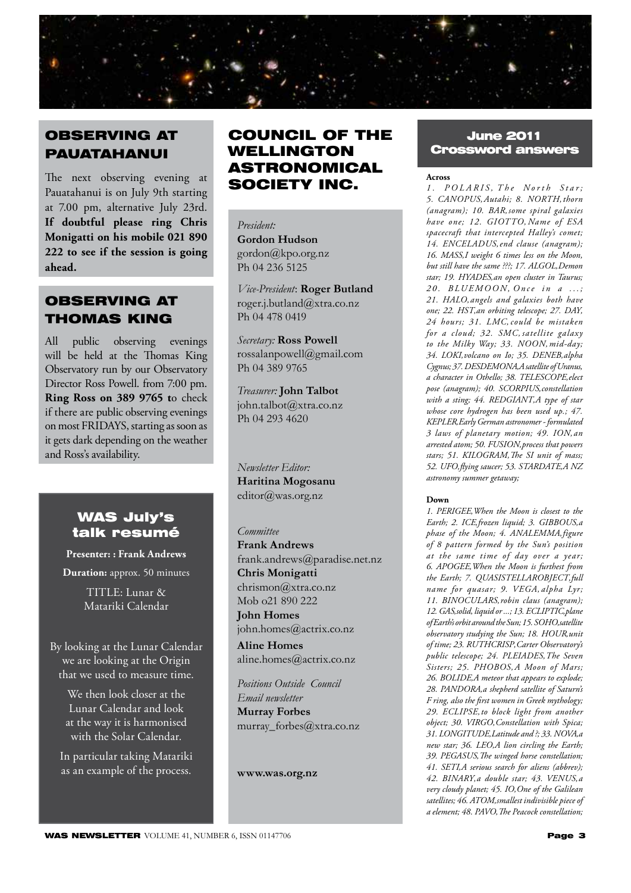## OBSERVING AT PAUATAHANUI

The next observing evening at Pauatahanui is on July 9th starting at 7.00 pm, alternative July 23rd. **If doubtful please ring Chris Monigatti on his mobile 021 890 222 to see if the session is going ahead.**

## OBSERVING AT THOMAS KING

All public observing evenings will be held at the Thomas King Observatory run by our Observatory Director Ross Powell. from 7:00 pm. **Ring Ross on 389 9765 t**o check if there are public observing evenings on most FRIDAYS, starting as soon as it gets dark depending on the weather and Ross's availability.

## WAS July's talk resumé

**Presenter: : Frank Andrews**

**Duration:** approx. 50 minutes

TITLE: Lunar & Matariki Calendar

By looking at the Lunar Calendar we are looking at the Origin that we used to measure time.

We then look closer at the Lunar Calendar and look at the way it is harmonised with the Solar Calendar.

In particular taking Matariki as an example of the process.

## COUNCIL OF THE WELLINGTON ASTRONOMICAL SOCIETY INC.

*President:*
**Gordon Hudson**
gordon@kpo.org.nz
Ph 04 236 5125

*Vice-President*: **Roger Butland**
roger.j.butland@xtra.co.nz
Ph 04 478 0419

*Secretary:* **Ross Powell**
rossalanpowell@gmail.com
Ph 04 389 9765

*Treasurer:* **John Talbot**
john.talbot@xtra.co.nz
Ph 04 293 4620

*Newsletter Editor:*
**Haritina Mogosanu**
editor@was.org.nz

*Committee*
**Frank Andrews**
frank.andrews@paradise.net.nz
**Chris Monigatti**
chrismon@xtra.co.nz
Mob o21 890 222
**John Homes**
john.homes@actrix.co.nz
**Aline Homes**
aline.homes@actrix.co.nz

*Positions Outside Council*
*Email newsletter*
**Murray Forbes**
murray_forbes@xtra.co.nz

**www.was.org.nz**

## June 2011 Crossword answers

**Across**

*1. POLARIS, The North Star; 5. CANOPUS, Autahi; 8. NORTH, thorn (anagram); 10. BAR, some spiral galaxies have one; 12. GIOTTO, Name of ESA spacecraft that intercepted Halley's comet; 14. ENCELADUS, end clause (anagram); 16. MASS, I weight 6 times less on the Moon, but still have the same ???; 17. ALGOL, Demon star; 19. HYADES, an open cluster in Taurus; 20. BLUEMOON, Once in a ...; 21. HALO, angels and galaxies both have one; 22. HST, an orbiting telescope; 27. DAY, 24 hours; 31. LMC, could be mistaken for a cloud; 32. SMC, satellite galaxy to the Milky Way; 33. NOON, mid-day; 34. LOKI, volcano on Io; 35. DENEB, alpha Cygnus; 37. DESDEMONA, A satellite of Uranus, a character in Othello; 38. TELESCOPE, elect pose (anagram); 40. SCORPIUS, constellation with a sting; 44. REDGIANT, A type of star whose core hydrogen has been used up.; 47. KEPLER, Early German astronomer - formulated 3 laws of planetary motion; 49. ION, an arrested atom; 50. FUSION, process that powers stars; 51. KILOGRAM, The SI unit of mass; 52. UFO, flying saucer; 53. STARDATE, A NZ astronomy summer getaway;*

**Down**

*1. PERIGEE, When the Moon is closest to the Earth; 2. ICE, frozen liquid; 3. GIBBOUS, a phase of the Moon; 4. ANALEMMA, figure of 8 pattern formed by the Sun's position at the same time of day over a year; 6. APOGEE, When the Moon is furthest from the Earth; 7. QUASISTELLAROBJECT, full name for quasar; 9. VEGA, alpha Lyr; 11. BINOCULARS, robin claus (anagram); 12. GAS, solid, liquid or ...; 13. ECLIPTIC, plane of Earth's orbit around the Sun; 15. SOHO, satellite observatory studying the Sun; 18. HOUR, unit of time; 23. RUTHCRISP, Carter Observatory's public telescope; 24. PLEIADES, The Seven Sisters; 25. PHOBOS, A Moon of Mars; 26. BOLIDE, A meteor that appears to explode; 28. PANDORA, a shepherd satellite of Saturn's F ring, also the first women in Greek mythology; 29. ECLIPSE, to block light from another object; 30. VIRGO, Constellation with Spica; 31. LONGITUDE, Latitude and ?; 33. NOVA, a new star; 36. LEO, A lion circling the Earth; 39. PEGASUS, The winged horse constellation; 41. SETI, A serious search for aliens (abbrev); 42. BINARY, a double star; 43. VENUS, a very cloudy planet; 45. IO, One of the Galilean satellites; 46. ATOM, smallest indivisible piece of a element; 48. PAVO, The Peacock constellation;*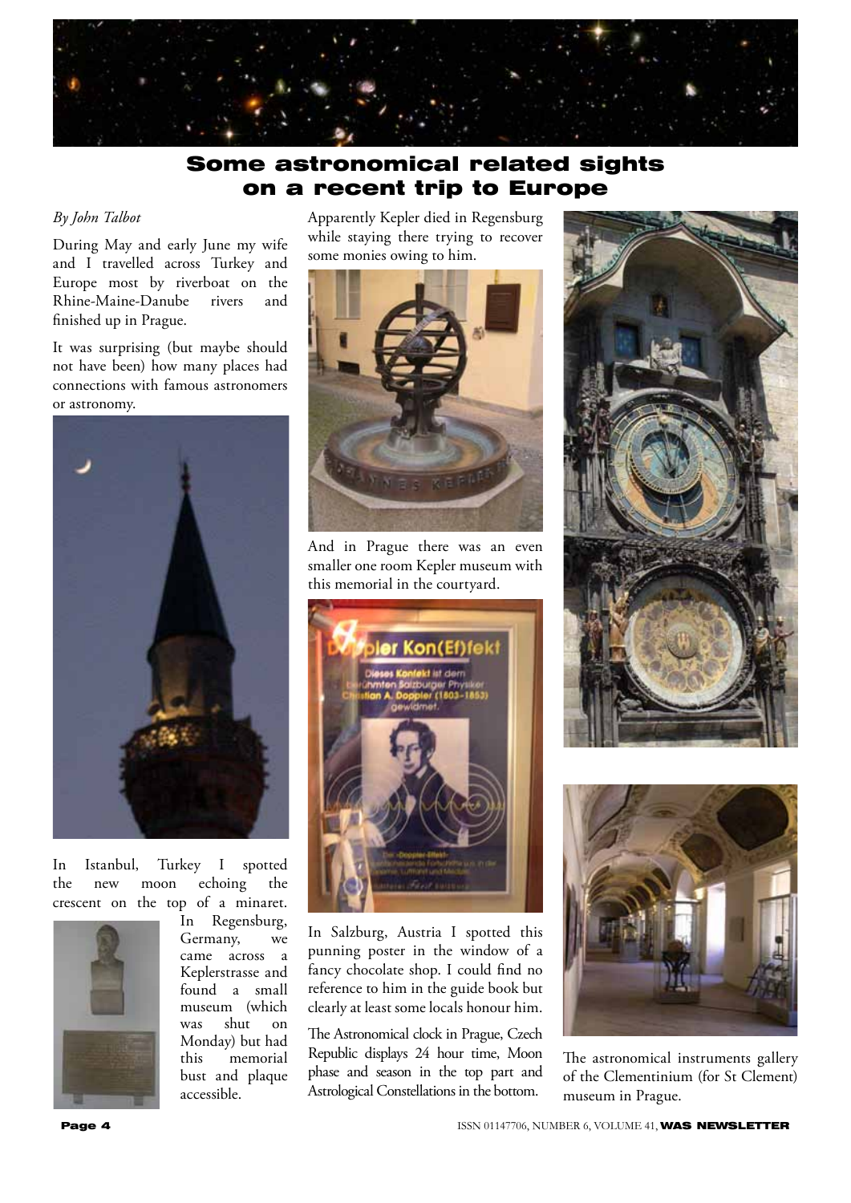# Some astronomical related sights on a recent trip to Europe

*By John Talbot*

During May and early June my wife and I travelled across Turkey and Europe most by riverboat on the Rhine-Maine-Danube rivers and finished up in Prague.

It was surprising (but maybe should not have been) how many places had connections with famous astronomers or astronomy.

In Istanbul, Turkey I spotted the new moon echoing the crescent on the top of a minaret.

In Regensburg, Germany, we came across a Keplerstrasse and found a small museum (which was shut on Monday) but had this memorial bust and plaque accessible.

Apparently Kepler died in Regensburg while staying there trying to recover some monies owing to him.

And in Prague there was an even smaller one room Kepler museum with this memorial in the courtyard.

In Salzburg, Austria I spotted this punning poster in the window of a fancy chocolate shop. I could find no reference to him in the guide book but clearly at least some locals honour him.

The Astronomical clock in Prague, Czech Republic displays 24 hour time, Moon phase and season in the top part and Astrological Constellations in the bottom.

The astronomical instruments gallery of the Clementinium (for St Clement) museum in Prague.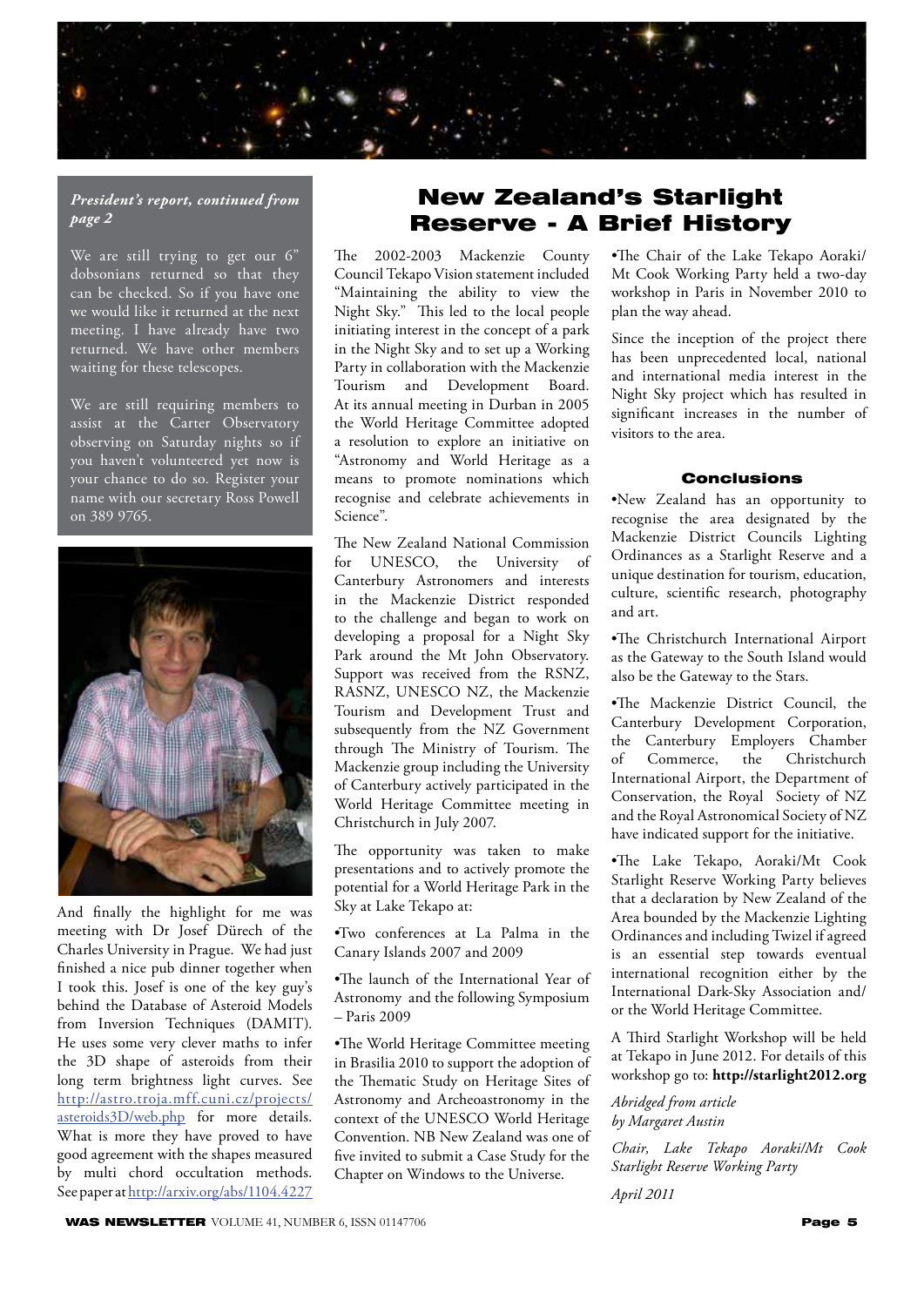*President's report, continued from page 2*

We are still trying to get our 6" dobsonians returned so that they can be checked. So if you have one we would like it returned at the next meeting. I have already have two returned. We have other members waiting for these telescopes.

We are still requiring members to assist at the Carter Observatory observing on Saturday nights so if you haven't volunteered yet now is your chance to do so. Register your name with our secretary Ross Powell on 389 9765.

And finally the highlight for me was meeting with Dr Josef Dürech of the Charles University in Prague. We had just finished a nice pub dinner together when I took this. Josef is one of the key guy's behind the Database of Asteroid Models from Inversion Techniques (DAMIT). He uses some very clever maths to infer the 3D shape of asteroids from their long term brightness light curves. See http://astro.troja.mff.cuni.cz/projects/asteroids3D/web.php for more details. What is more they have proved to have good agreement with the shapes measured by multi chord occultation methods. See paper at http://arxiv.org/abs/1104.4227

# New Zealand's Starlight Reserve - A Brief History

The 2002-2003 Mackenzie County Council Tekapo Vision statement included "Maintaining the ability to view the Night Sky." This led to the local people initiating interest in the concept of a park in the Night Sky and to set up a Working Party in collaboration with the Mackenzie Tourism and Development Board. At its annual meeting in Durban in 2005 the World Heritage Committee adopted a resolution to explore an initiative on "Astronomy and World Heritage as a means to promote nominations which recognise and celebrate achievements in Science".

The New Zealand National Commission for UNESCO, the University of Canterbury Astronomers and interests in the Mackenzie District responded to the challenge and began to work on developing a proposal for a Night Sky Park around the Mt John Observatory. Support was received from the RSNZ, RASNZ, UNESCO NZ, the Mackenzie Tourism and Development Trust and subsequently from the NZ Government through The Ministry of Tourism. The Mackenzie group including the University of Canterbury actively participated in the World Heritage Committee meeting in Christchurch in July 2007.

The opportunity was taken to make presentations and to actively promote the potential for a World Heritage Park in the Sky at Lake Tekapo at:

•Two conferences at La Palma in the Canary Islands 2007 and 2009

•The launch of the International Year of Astronomy and the following Symposium – Paris 2009

•The World Heritage Committee meeting in Brasilia 2010 to support the adoption of the Thematic Study on Heritage Sites of Astronomy and Archeoastronomy in the context of the UNESCO World Heritage Convention. NB New Zealand was one of five invited to submit a Case Study for the Chapter on Windows to the Universe.

•The Chair of the Lake Tekapo Aoraki/Mt Cook Working Party held a two-day workshop in Paris in November 2010 to plan the way ahead.

Since the inception of the project there has been unprecedented local, national and international media interest in the Night Sky project which has resulted in significant increases in the number of visitors to the area.

## Conclusions

•New Zealand has an opportunity to recognise the area designated by the Mackenzie District Councils Lighting Ordinances as a Starlight Reserve and a unique destination for tourism, education, culture, scientific research, photography and art.

•The Christchurch International Airport as the Gateway to the South Island would also be the Gateway to the Stars.

•The Mackenzie District Council, the Canterbury Development Corporation, the Canterbury Employers Chamber of Commerce, the Christchurch International Airport, the Department of Conservation, the Royal Society of NZ and the Royal Astronomical Society of NZ have indicated support for the initiative.

•The Lake Tekapo, Aoraki/Mt Cook Starlight Reserve Working Party believes that a declaration by New Zealand of the Area bounded by the Mackenzie Lighting Ordinances and including Twizel if agreed is an essential step towards eventual international recognition either by the International Dark-Sky Association and/or the World Heritage Committee.

A Third Starlight Workshop will be held at Tekapo in June 2012. For details of this workshop go to: **http://starlight2012.org**

*Abridged from article by Margaret Austin*

*Chair, Lake Tekapo Aoraki/Mt Cook Starlight Reserve Working Party*

*April 2011*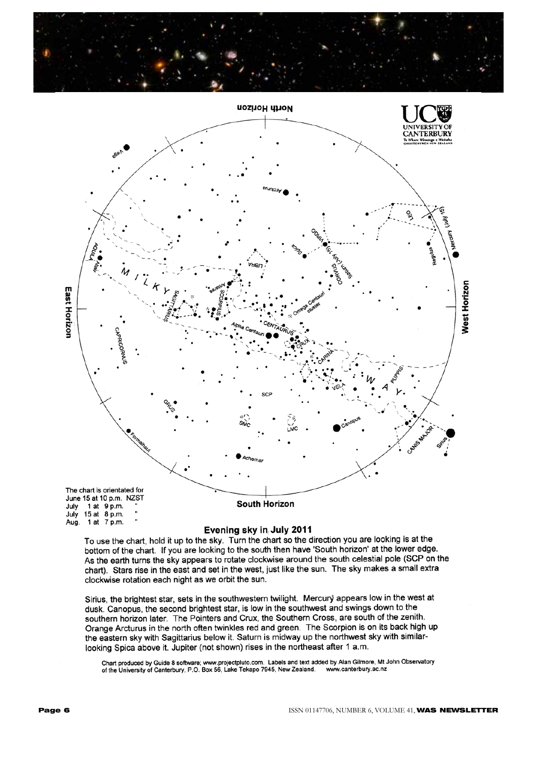The chart is orientated for
June 15 at 10 p.m. NZST
July 1 at 9 p.m. "
July 15 at 8 p.m. "
Aug. 1 at 7 p.m. "

## Evening sky in July 2011

To use the chart, hold it up to the sky. Turn the chart so the direction you are looking is at the bottom of the chart. If you are looking to the south then have 'South horizon' at the lower edge. As the earth turns the sky appears to rotate clockwise around the south celestial pole (SCP on the chart). Stars rise in the east and set in the west, just like the sun. The sky makes a small extra clockwise rotation each night as we orbit the sun.

Sirius, the brightest star, sets in the southwestern twilight. Mercury appears low in the west at dusk. Canopus, the second brightest star, is low in the southwest and swings down to the southern horizon later. The Pointers and Crux, the Southern Cross, are south of the zenith. Orange Arcturus in the north often twinkles red and green. The Scorpion is on its back high up the eastern sky with Sagittarius below it. Saturn is midway up the northwest sky with similar-looking Spica above it. Jupiter (not shown) rises in the northeast after 1 a.m.

Chart produced by Guide 8 software; www.projectpluto.com. Labels and text added by Alan Gilmore, Mt John Observatory of the University of Canterbury, P.O. Box 56, Lake Tekapo 7945, New Zealand. www.canterbury.ac.nz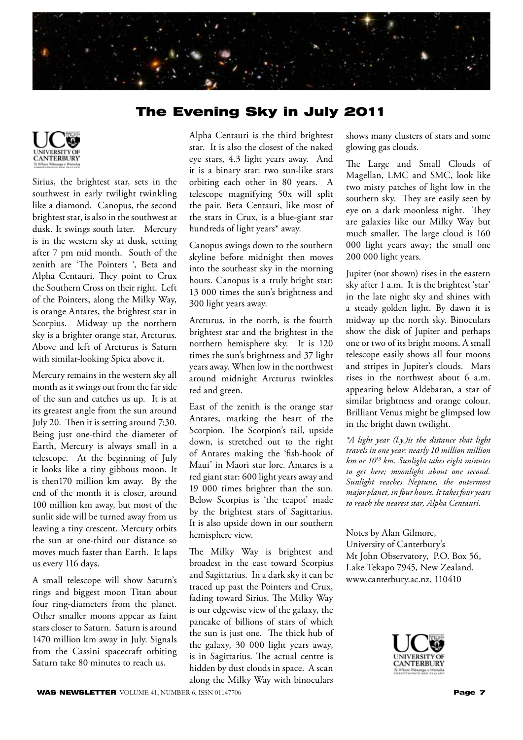# The Evening Sky in July 2011

Sirius, the brightest star, sets in the southwest in early twilight twinkling like a diamond. Canopus, the second brightest star, is also in the southwest at dusk. It swings south later. Mercury is in the western sky at dusk, setting after 7 pm mid month. South of the zenith are 'The Pointers ', Beta and Alpha Centauri. They point to Crux the Southern Cross on their right. Left of the Pointers, along the Milky Way, is orange Antares, the brightest star in Scorpius. Midway up the northern sky is a brighter orange star, Arcturus. Above and left of Arcturus is Saturn with similar-looking Spica above it.

Mercury remains in the western sky all month as it swings out from the far side of the sun and catches us up. It is at its greatest angle from the sun around July 20. Then it is setting around 7:30. Being just one-third the diameter of Earth, Mercury is always small in a telescope. At the beginning of July it looks like a tiny gibbous moon. It is then170 million km away. By the end of the month it is closer, around 100 million km away, but most of the sunlit side will be turned away from us leaving a tiny crescent. Mercury orbits the sun at one-third our distance so moves much faster than Earth. It laps us every 116 days.

A small telescope will show Saturn's rings and biggest moon Titan about four ring-diameters from the planet. Other smaller moons appear as faint stars closer to Saturn. Saturn is around 1470 million km away in July. Signals from the Cassini spacecraft orbiting Saturn take 80 minutes to reach us.

Alpha Centauri is the third brightest star. It is also the closest of the naked eye stars, 4.3 light years away. And it is a binary star: two sun-like stars orbiting each other in 80 years. A telescope magnifying 50x will split the pair. Beta Centauri, like most of the stars in Crux, is a blue-giant star hundreds of light years* away.

Canopus swings down to the southern skyline before midnight then moves into the southeast sky in the morning hours. Canopus is a truly bright star: 13 000 times the sun's brightness and 300 light years away.

Arcturus, in the north, is the fourth brightest star and the brightest in the northern hemisphere sky. It is 120 times the sun's brightness and 37 light years away. When low in the northwest around midnight Arcturus twinkles red and green.

East of the zenith is the orange star Antares, marking the heart of the Scorpion. The Scorpion's tail, upside down, is stretched out to the right of Antares making the 'fish-hook of Maui' in Maori star lore. Antares is a red giant star: 600 light years away and 19 000 times brighter than the sun. Below Scorpius is 'the teapot' made by the brightest stars of Sagittarius. It is also upside down in our southern hemisphere view.

The Milky Way is brightest and broadest in the east toward Scorpius and Sagittarius. In a dark sky it can be traced up past the Pointers and Crux, fading toward Sirius. The Milky Way is our edgewise view of the galaxy, the pancake of billions of stars of which the sun is just one. The thick hub of the galaxy, 30 000 light years away, is in Sagittarius. The actual centre is hidden by dust clouds in space. A scan along the Milky Way with binoculars shows many clusters of stars and some glowing gas clouds.

The Large and Small Clouds of Magellan, LMC and SMC, look like two misty patches of light low in the southern sky. They are easily seen by eye on a dark moonless night. They are galaxies like our Milky Way but much smaller. The large cloud is 160 000 light years away; the small one 200 000 light years.

Jupiter (not shown) rises in the eastern sky after 1 a.m. It is the brightest 'star' in the late night sky and shines with a steady golden light. By dawn it is midway up the north sky. Binoculars show the disk of Jupiter and perhaps one or two of its bright moons. A small telescope easily shows all four moons and stripes in Jupiter's clouds. Mars rises in the northwest about 6 a.m. appearing below Aldebaran, a star of similar brightness and orange colour. Brilliant Venus might be glimpsed low in the bright dawn twilight.

*\*A light year (l.y.)is the distance that light travels in one year: nearly 10 million million km or $10^{13}$ km. Sunlight takes eight minutes to get here; moonlight about one second. Sunlight reaches Neptune, the outermost major planet, in four hours. It takes four years to reach the nearest star, Alpha Centauri.*

Notes by Alan Gilmore,
University of Canterbury's
Mt John Observatory, P.O. Box 56,
Lake Tekapo 7945, New Zealand.
www.canterbury.ac.nz, 110410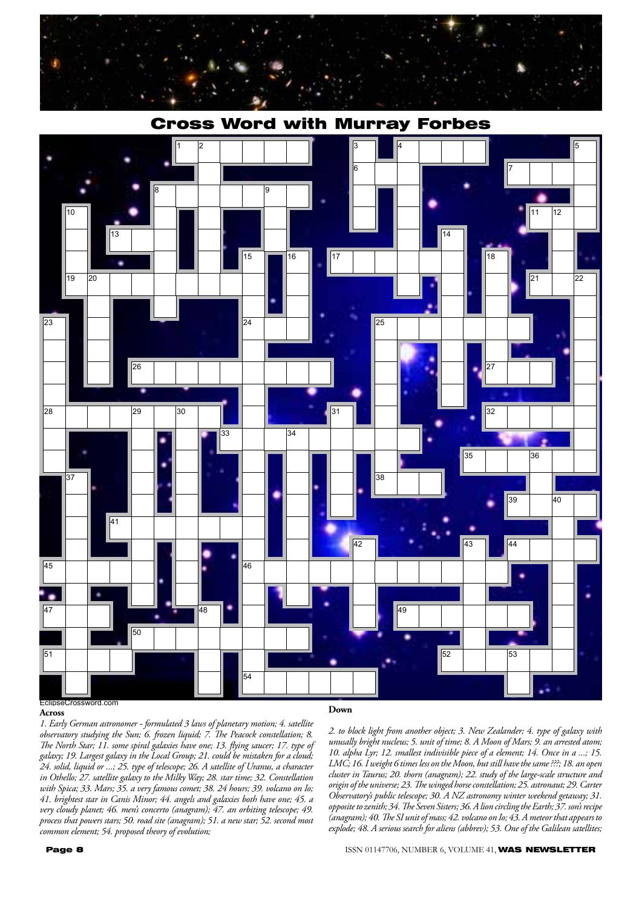# Cross Word with Murray Forbes

EclipseCrossword.com

**Across**

*1. Early German astronomer - formulated 3 laws of planetary motion; 4. satellite observatory studying the Sun; 6. frozen liquid; 7. The Peacock constellation; 8. The North Star; 11. some spiral galaxies have one; 13. flying saucer; 17. type of galaxy; 19. Largest galaxy in the Local Group; 21. could be mistaken for a cloud; 24. solid, liquid or ...; 25. type of telescope; 26. A satellite of Uranus, a character in Othello; 27. satellite galaxy to the Milky Way; 28. star time; 32. Constellation with Spica; 33. Mars; 35. a very famous comet; 38. 24 hours; 39. volcano on Io; 41. brightest star in Canis Minor; 44. angels and galaxies both have one; 45. a very cloudy planet; 46. men's concerto (anagram); 47. an orbiting telescope; 49. process that powers stars; 50. road site (anagram); 51. a new star; 52. second most common element; 54. proposed theory of evolution;*

**Down**

*2. to block light from another object; 3. New Zealander; 4. type of galaxy with unusally bright nucleus; 5. unit of time; 8. A Moon of Mars; 9. an arrested atom; 10. alpha Lyr; 12. smallest indivisible piece of a element; 14. Once in a ...; 15. LMC; 16. I weight 6 times less on the Moon, but still have the same ???; 18. an open cluster in Taurus; 20. thorn (anagram); 22. study of the large-scale structure and origin of the universe; 23. The winged horse constellation; 25. astronaut; 29. Carter Observatory's public telescope; 30. A NZ astronomy winter weekend getaway; 31. opposite to zenith; 34. The Seven Sisters; 36. A lion circling the Earth; 37. son's recipe (anagram); 40. The SI unit of mass; 42. volcano on Io; 43. A meteor that appears to explode; 48. A serious search for aliens (abbrev); 53. One of the Galilean satellites;*